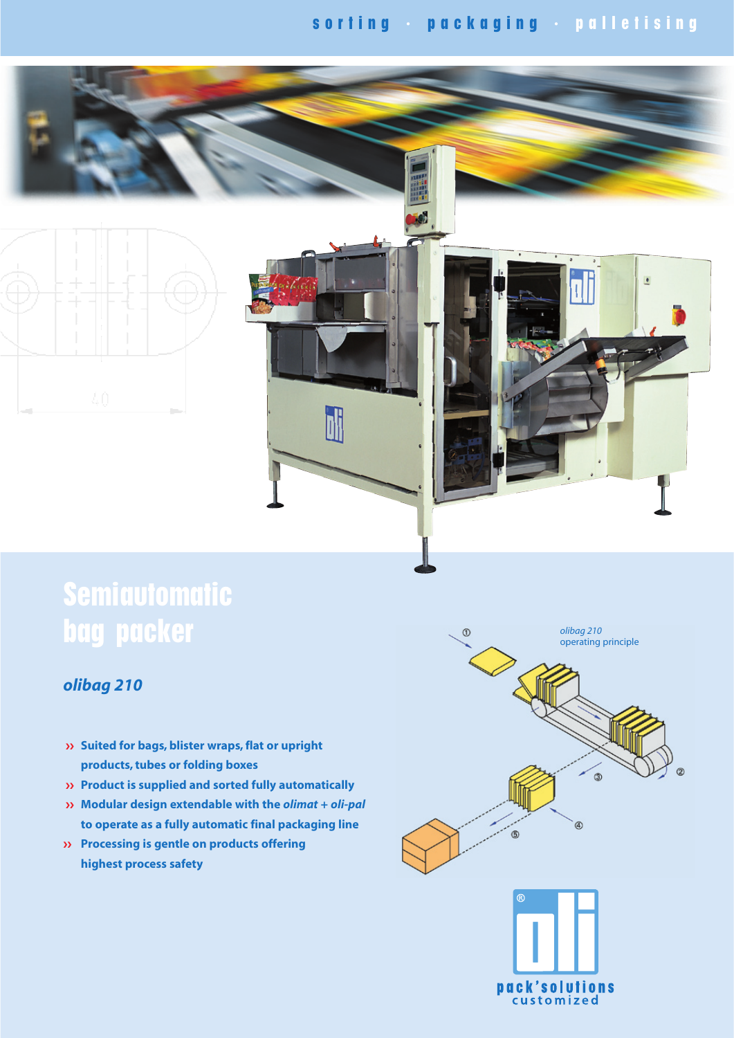sorting · packaging · palletising

# Semiautomatic bag packer

## *olibag 210*

- Suited for bags, blister wraps, flat or upright products, tubes or folding boxes
- Product is supplied and sorted fully automatically
- Modular design extendable with the *olimat* + *oli-pal* to operate as a fully automatic final packaging line
- Processing is gentle on products offering highest process safety

*olibag 210*
operating principle

pack'solutions
customized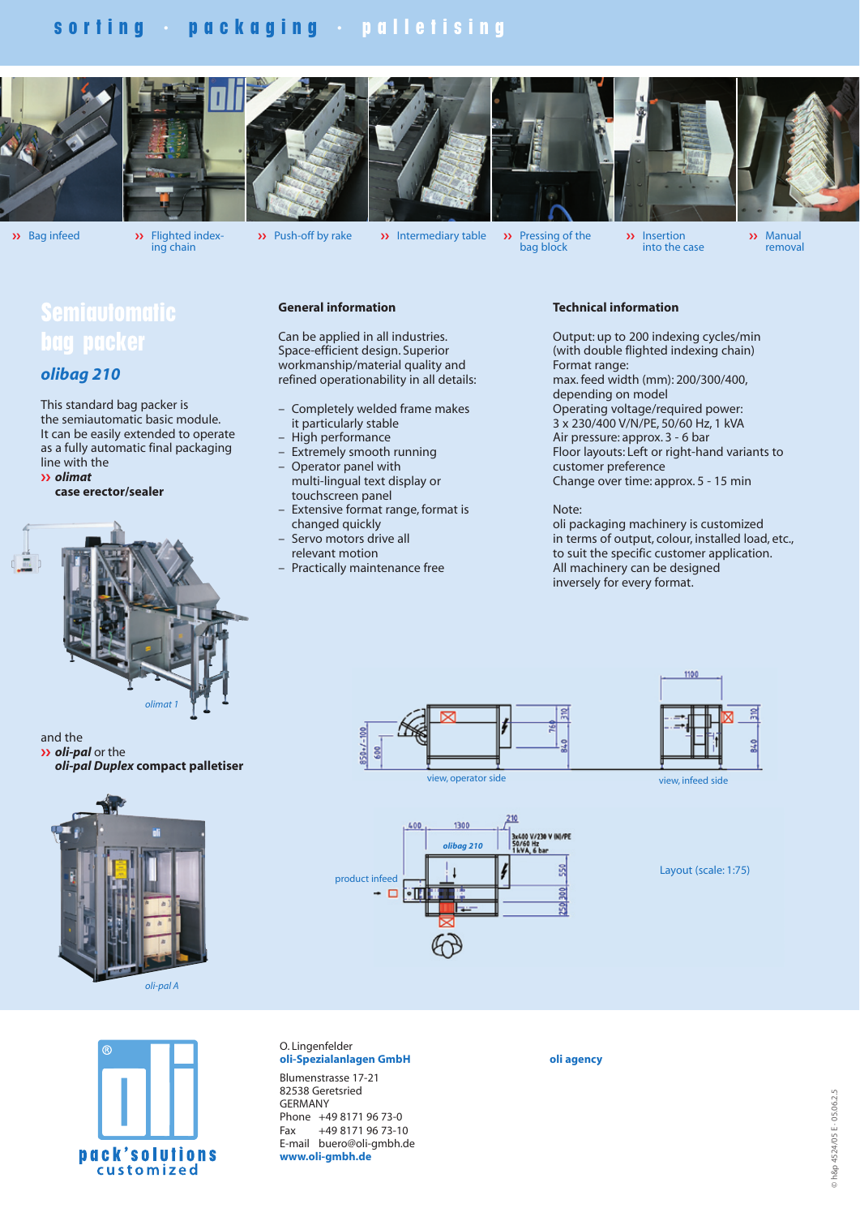sorting · packaging · palletising

» Bag infeed
» Flighted indexing chain
» Push-off by rake
» Intermediary table
» Pressing of the bag block
» Insertion into the case
» Manual removal

# Semiautomatic bag packer

## *olibag 210*

This standard bag packer is the semiautomatic basic module. It can be easily extended to operate as a fully automatic final packaging line with the

» ***olimat*** **case erector/sealer**

olimat 1

and the

» ***oli-pal*** or the ***oli-pal Duplex*** **compact palletiser**

oli-pal A

### General information

Can be applied in all industries. Space-efficient design. Superior workmanship/material quality and refined operationability in all details:

- Completely welded frame makes it particularly stable
- High performance
- Extremely smooth running
- Operator panel with multi-lingual text display or touchscreen panel
- Extensive format range, format is changed quickly
- Servo motors drive all relevant motion
- Practically maintenance free

### Technical information

Output: up to 200 indexing cycles/min (with double flighted indexing chain)
Format range:
max. feed width (mm): 200/300/400, depending on model
Operating voltage/required power:
3 x 230/400 V/N/PE, 50/60 Hz, 1 kVA
Air pressure: approx. 3 - 6 bar
Floor layouts: Left or right-hand variants to customer preference
Change over time: approx. 5 - 15 min

Note:
oli packaging machinery is customized in terms of output, colour, installed load, etc., to suit the specific customer application. All machinery can be designed inversely for every format.

850+/-100
600
760
840
310
view, operator side

1100
310
840
view, infeed side

400
1300
210
olibag 210
3x400 V/230 V (N)/PE
50/60 Hz
1 kVA, 6 bar
product infeed
550
250 300

Layout (scale: 1:75)

pack'solutions customized

O. Lingenfelder
**oli-Spezialanlagen GmbH**

Blumenstrasse 17-21
82538 Geretsried
GERMANY
Phone +49 8171 96 73-0
Fax +49 8171 96 73-10
E-mail buero@oli-gmbh.de
**www.oli-gmbh.de**

**oli agency**

© h&p 4524/05 E · 05.06.2.5